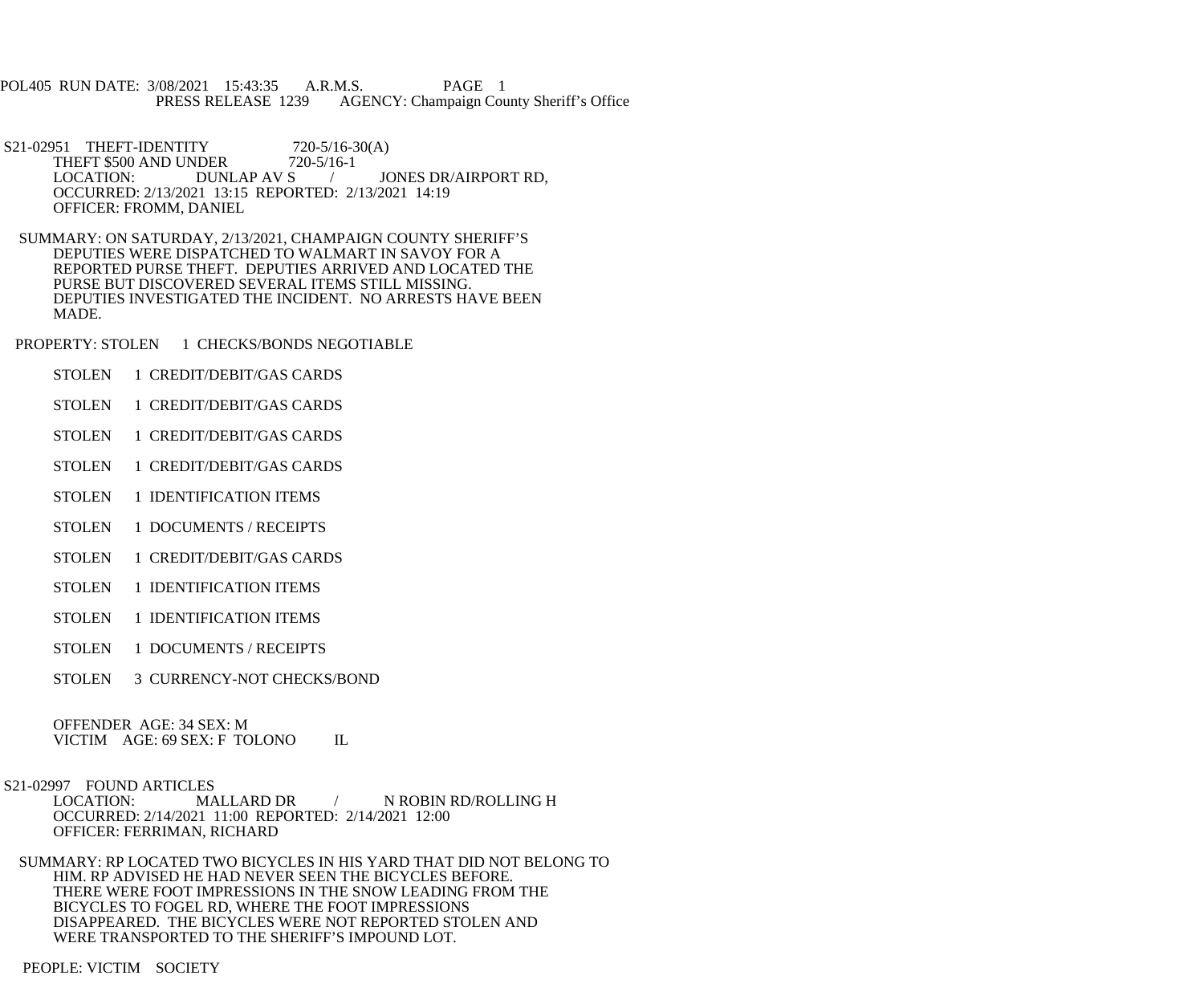POL405 RUN DATE: 3/08/2021 15:43:35 A.R.M.S. PAGE 1
PRESS RELEASE 1239 AGENCY: Champaign County Sheriff's Office

S21-02951 THEFT-IDENTITY 720-5/16-30(A)
THEFT $500 AND UNDER 720-5/16-1
LOCATION: DUNLAP AV S / JONES DR/AIRPORT RD,
OCCURRED: 2/13/2021 13:15 REPORTED: 2/13/2021 14:19
OFFICER: FROMM, DANIEL

SUMMARY: ON SATURDAY, 2/13/2021, CHAMPAIGN COUNTY SHERIFF'S DEPUTIES WERE DISPATCHED TO WALMART IN SAVOY FOR A REPORTED PURSE THEFT. DEPUTIES ARRIVED AND LOCATED THE PURSE BUT DISCOVERED SEVERAL ITEMS STILL MISSING. DEPUTIES INVESTIGATED THE INCIDENT. NO ARRESTS HAVE BEEN MADE.

PROPERTY: STOLEN 1 CHECKS/BONDS NEGOTIABLE

STOLEN 1 CREDIT/DEBIT/GAS CARDS

STOLEN 1 CREDIT/DEBIT/GAS CARDS

STOLEN 1 CREDIT/DEBIT/GAS CARDS

STOLEN 1 CREDIT/DEBIT/GAS CARDS

STOLEN 1 IDENTIFICATION ITEMS

STOLEN 1 DOCUMENTS / RECEIPTS

STOLEN 1 CREDIT/DEBIT/GAS CARDS

STOLEN 1 IDENTIFICATION ITEMS

STOLEN 1 IDENTIFICATION ITEMS

STOLEN 1 DOCUMENTS / RECEIPTS

STOLEN 3 CURRENCY-NOT CHECKS/BOND

OFFENDER AGE: 34 SEX: M
VICTIM AGE: 69 SEX: F TOLONO IL

S21-02997 FOUND ARTICLES
LOCATION: MALLARD DR / N ROBIN RD/ROLLING H
OCCURRED: 2/14/2021 11:00 REPORTED: 2/14/2021 12:00
OFFICER: FERRIMAN, RICHARD

SUMMARY: RP LOCATED TWO BICYCLES IN HIS YARD THAT DID NOT BELONG TO HIM. RP ADVISED HE HAD NEVER SEEN THE BICYCLES BEFORE. THERE WERE FOOT IMPRESSIONS IN THE SNOW LEADING FROM THE BICYCLES TO FOGEL RD, WHERE THE FOOT IMPRESSIONS DISAPPEARED. THE BICYCLES WERE NOT REPORTED STOLEN AND WERE TRANSPORTED TO THE SHERIFF'S IMPOUND LOT.

PEOPLE: VICTIM SOCIETY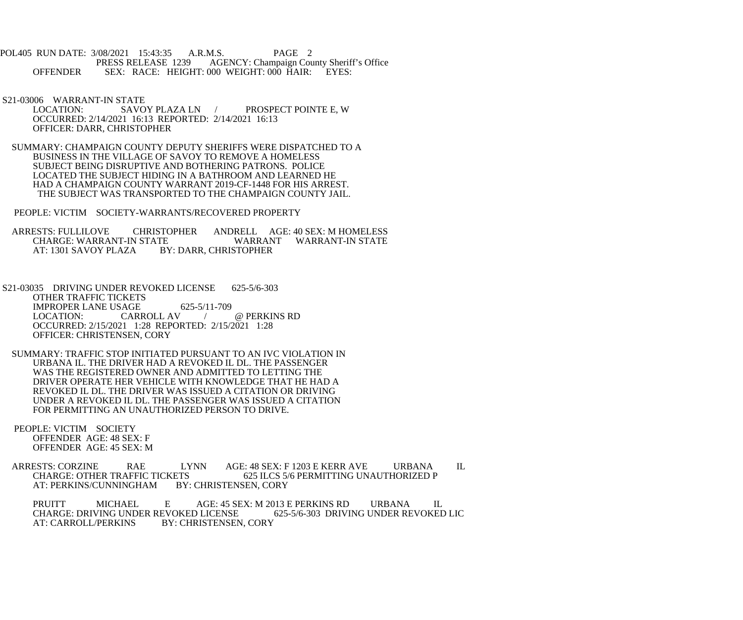POL405 RUN DATE: 3/08/2021 15:43:35 A.R.M.S. PAGE 2
PRESS RELEASE 1239 AGENCY: Champaign County Sheriff's Office
OFFENDER SEX: RACE: HEIGHT: 000 WEIGHT: 000 HAIR: EYES:

S21-03006 WARRANT-IN STATE
LOCATION: SAVOY PLAZA LN / PROSPECT POINTE E, W
OCCURRED: 2/14/2021 16:13 REPORTED: 2/14/2021 16:13
OFFICER: DARR, CHRISTOPHER

SUMMARY: CHAMPAIGN COUNTY DEPUTY SHERIFFS WERE DISPATCHED TO A BUSINESS IN THE VILLAGE OF SAVOY TO REMOVE A HOMELESS SUBJECT BEING DISRUPTIVE AND BOTHERING PATRONS. POLICE LOCATED THE SUBJECT HIDING IN A BATHROOM AND LEARNED HE HAD A CHAMPAIGN COUNTY WARRANT 2019-CF-1448 FOR HIS ARREST. THE SUBJECT WAS TRANSPORTED TO THE CHAMPAIGN COUNTY JAIL.

PEOPLE: VICTIM SOCIETY-WARRANTS/RECOVERED PROPERTY

ARRESTS: FULLILOVE CHRISTOPHER ANDRELL AGE: 40 SEX: M HOMELESS
CHARGE: WARRANT-IN STATE WARRANT WARRANT-IN STATE
AT: 1301 SAVOY PLAZA BY: DARR, CHRISTOPHER

S21-03035 DRIVING UNDER REVOKED LICENSE 625-5/6-303
OTHER TRAFFIC TICKETS
IMPROPER LANE USAGE 625-5/11-709
LOCATION: CARROLL AV / @ PERKINS RD
OCCURRED: 2/15/2021 1:28 REPORTED: 2/15/2021 1:28
OFFICER: CHRISTENSEN, CORY

SUMMARY: TRAFFIC STOP INITIATED PURSUANT TO AN IVC VIOLATION IN URBANA IL. THE DRIVER HAD A REVOKED IL DL. THE PASSENGER WAS THE REGISTERED OWNER AND ADMITTED TO LETTING THE DRIVER OPERATE HER VEHICLE WITH KNOWLEDGE THAT HE HAD A REVOKED IL DL. THE DRIVER WAS ISSUED A CITATION OR DRIVING UNDER A REVOKED IL DL. THE PASSENGER WAS ISSUED A CITATION FOR PERMITTING AN UNAUTHORIZED PERSON TO DRIVE.

PEOPLE: VICTIM SOCIETY
OFFENDER AGE: 48 SEX: F
OFFENDER AGE: 45 SEX: M

ARRESTS: CORZINE RAE LYNN AGE: 48 SEX: F 1203 E KERR AVE URBANA IL
CHARGE: OTHER TRAFFIC TICKETS 625 ILCS 5/6 PERMITTING UNAUTHORIZED P
AT: PERKINS/CUNNINGHAM BY: CHRISTENSEN, CORY

PRUITT MICHAEL E AGE: 45 SEX: M 2013 E PERKINS RD URBANA IL
CHARGE: DRIVING UNDER REVOKED LICENSE 625-5/6-303 DRIVING UNDER REVOKED LIC
AT: CARROLL/PERKINS BY: CHRISTENSEN, CORY